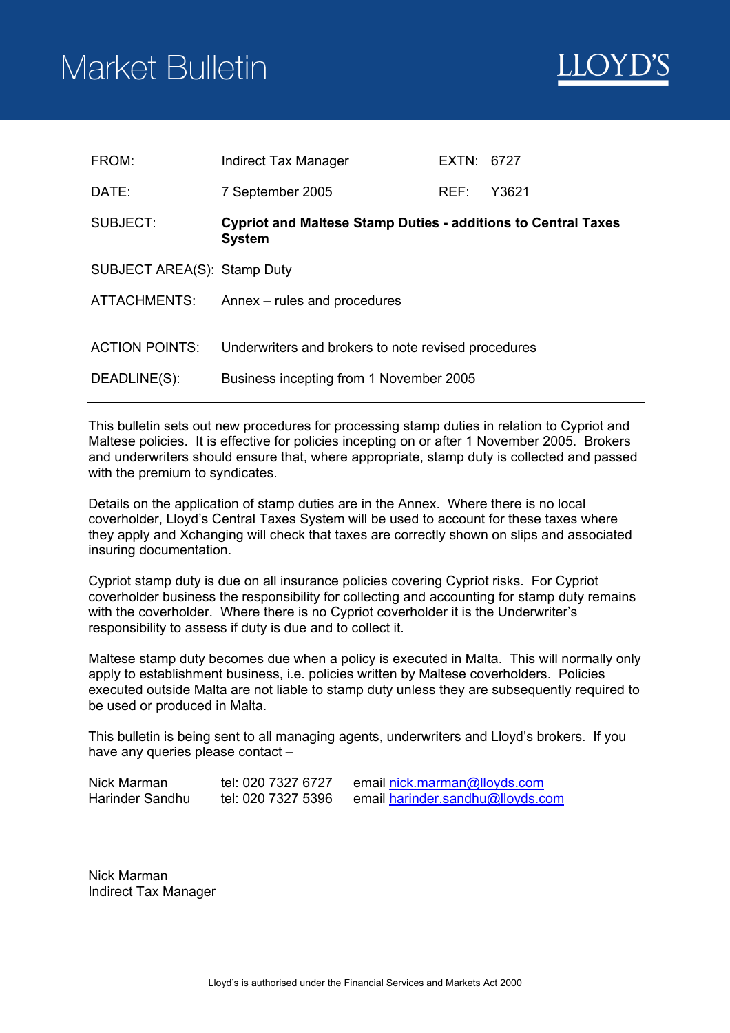# Market Bulletin

LLOYD'S

| | | | |
|---|---|---|---|
| FROM: | Indirect Tax Manager | EXTN: | 6727 |
| DATE: | 7 September 2005 | REF: | Y3621 |
| SUBJECT: | **Cypriot and Maltese Stamp Duties - additions to Central Taxes System** | | |
| SUBJECT AREA(S): | Stamp Duty | | |
| ATTACHMENTS: | Annex – rules and procedures | | |

| | |
|---|---|
| ACTION POINTS: | Underwriters and brokers to note revised procedures |
| DEADLINE(S): | Business incepting from 1 November 2005 |

This bulletin sets out new procedures for processing stamp duties in relation to Cypriot and Maltese policies. It is effective for policies incepting on or after 1 November 2005. Brokers and underwriters should ensure that, where appropriate, stamp duty is collected and passed with the premium to syndicates.

Details on the application of stamp duties are in the Annex. Where there is no local coverholder, Lloyd's Central Taxes System will be used to account for these taxes where they apply and Xchanging will check that taxes are correctly shown on slips and associated insuring documentation.

Cypriot stamp duty is due on all insurance policies covering Cypriot risks. For Cypriot coverholder business the responsibility for collecting and accounting for stamp duty remains with the coverholder. Where there is no Cypriot coverholder it is the Underwriter's responsibility to assess if duty is due and to collect it.

Maltese stamp duty becomes due when a policy is executed in Malta. This will normally only apply to establishment business, i.e. policies written by Maltese coverholders. Policies executed outside Malta are not liable to stamp duty unless they are subsequently required to be used or produced in Malta.

This bulletin is being sent to all managing agents, underwriters and Lloyd's brokers. If you have any queries please contact –

| | | |
|---|---|---|
| Nick Marman | tel: 020 7327 6727 | email nick.marman@lloyds.com |
| Harinder Sandhu | tel: 020 7327 5396 | email harinder.sandhu@lloyds.com |

Nick Marman
Indirect Tax Manager

Lloyd's is authorised under the Financial Services and Markets Act 2000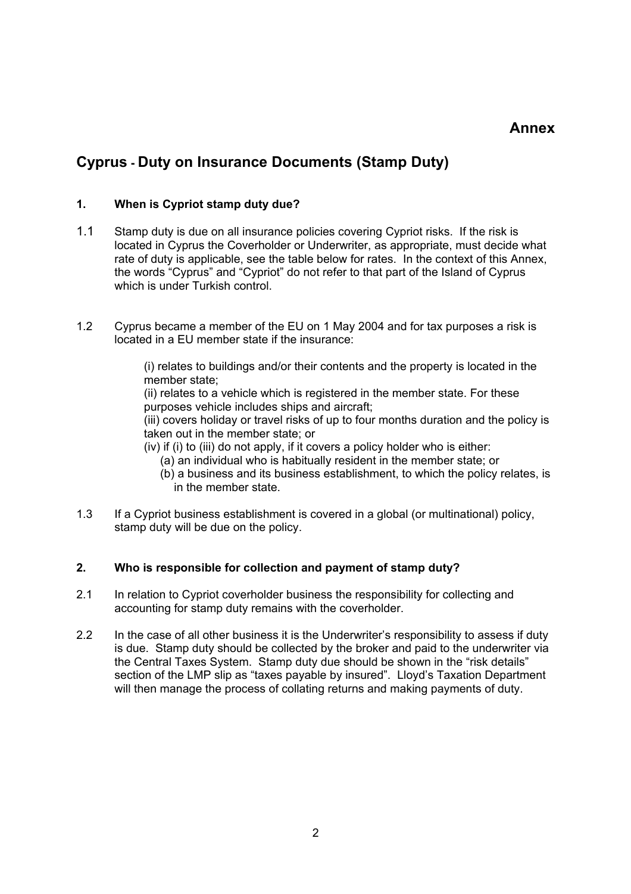## Annex

# Cyprus - Duty on Insurance Documents (Stamp Duty)

### 1. When is Cypriot stamp duty due?

1.1 Stamp duty is due on all insurance policies covering Cypriot risks. If the risk is located in Cyprus the Coverholder or Underwriter, as appropriate, must decide what rate of duty is applicable, see the table below for rates. In the context of this Annex, the words "Cyprus" and "Cypriot" do not refer to that part of the Island of Cyprus which is under Turkish control.

1.2 Cyprus became a member of the EU on 1 May 2004 and for tax purposes a risk is located in a EU member state if the insurance:

(i) relates to buildings and/or their contents and the property is located in the member state;
(ii) relates to a vehicle which is registered in the member state. For these purposes vehicle includes ships and aircraft;
(iii) covers holiday or travel risks of up to four months duration and the policy is taken out in the member state; or
(iv) if (i) to (iii) do not apply, if it covers a policy holder who is either:
  (a) an individual who is habitually resident in the member state; or
  (b) a business and its business establishment, to which the policy relates, is in the member state.

1.3 If a Cypriot business establishment is covered in a global (or multinational) policy, stamp duty will be due on the policy.

### 2. Who is responsible for collection and payment of stamp duty?

2.1 In relation to Cypriot coverholder business the responsibility for collecting and accounting for stamp duty remains with the coverholder.

2.2 In the case of all other business it is the Underwriter's responsibility to assess if duty is due. Stamp duty should be collected by the broker and paid to the underwriter via the Central Taxes System. Stamp duty due should be shown in the "risk details" section of the LMP slip as "taxes payable by insured". Lloyd's Taxation Department will then manage the process of collating returns and making payments of duty.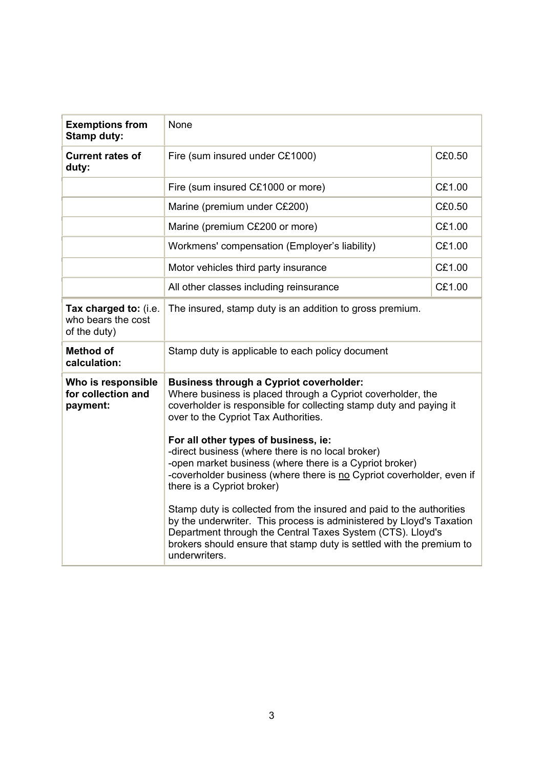| | | |
|---|---|---|
| **Exemptions from Stamp duty:** | None | |
| **Current rates of duty:** | Fire (sum insured under C£1000) | C£0.50 |
| | Fire (sum insured C£1000 or more) | C£1.00 |
| | Marine (premium under C£200) | C£0.50 |
| | Marine (premium C£200 or more) | C£1.00 |
| | Workmens' compensation (Employer's liability) | C£1.00 |
| | Motor vehicles third party insurance | C£1.00 |
| | All other classes including reinsurance | C£1.00 |
| **Tax charged to:** (i.e. who bears the cost of the duty) | The insured, stamp duty is an addition to gross premium. | |
| **Method of calculation:** | Stamp duty is applicable to each policy document | |
| **Who is responsible for collection and payment:** | **Business through a Cypriot coverholder:** Where business is placed through a Cypriot coverholder, the coverholder is responsible for collecting stamp duty and paying it over to the Cypriot Tax Authorities.<br><br>**For all other types of business, ie:**<br>-direct business (where there is no local broker)<br>-open market business (where there is a Cypriot broker)<br>-coverholder business (where there is no Cypriot coverholder, even if there is a Cypriot broker)<br><br>Stamp duty is collected from the insured and paid to the authorities by the underwriter. This process is administered by Lloyd's Taxation Department through the Central Taxes System (CTS). Lloyd's brokers should ensure that stamp duty is settled with the premium to underwriters. | |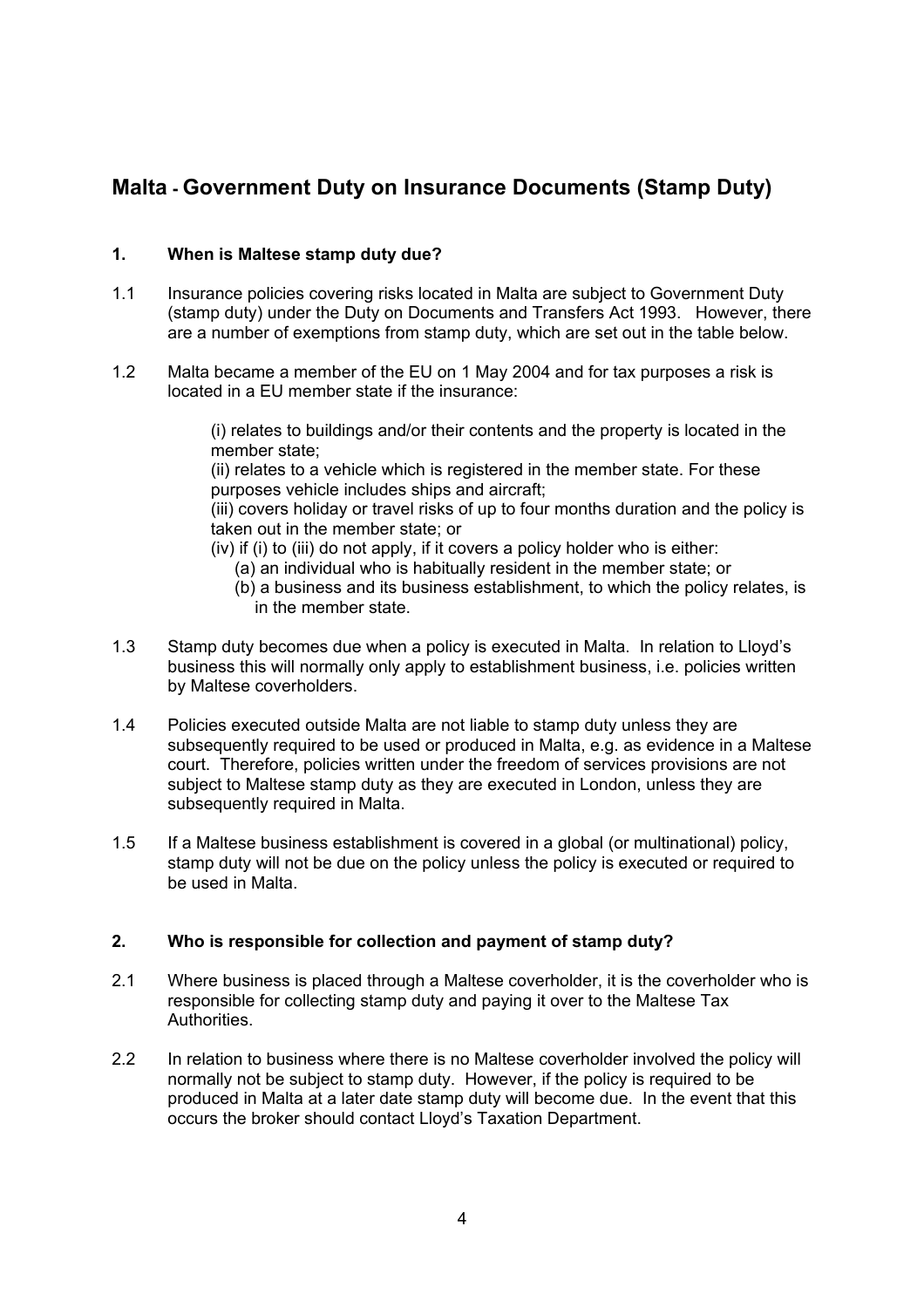## Malta - Government Duty on Insurance Documents (Stamp Duty)

### 1. When is Maltese stamp duty due?

1.1 Insurance policies covering risks located in Malta are subject to Government Duty (stamp duty) under the Duty on Documents and Transfers Act 1993. However, there are a number of exemptions from stamp duty, which are set out in the table below.

1.2 Malta became a member of the EU on 1 May 2004 and for tax purposes a risk is located in a EU member state if the insurance:

(i) relates to buildings and/or their contents and the property is located in the member state;
(ii) relates to a vehicle which is registered in the member state. For these purposes vehicle includes ships and aircraft;
(iii) covers holiday or travel risks of up to four months duration and the policy is taken out in the member state; or
(iv) if (i) to (iii) do not apply, if it covers a policy holder who is either:
  (a) an individual who is habitually resident in the member state; or
  (b) a business and its business establishment, to which the policy relates, is in the member state.

1.3 Stamp duty becomes due when a policy is executed in Malta. In relation to Lloyd's business this will normally only apply to establishment business, i.e. policies written by Maltese coverholders.

1.4 Policies executed outside Malta are not liable to stamp duty unless they are subsequently required to be used or produced in Malta, e.g. as evidence in a Maltese court. Therefore, policies written under the freedom of services provisions are not subject to Maltese stamp duty as they are executed in London, unless they are subsequently required in Malta.

1.5 If a Maltese business establishment is covered in a global (or multinational) policy, stamp duty will not be due on the policy unless the policy is executed or required to be used in Malta.

### 2. Who is responsible for collection and payment of stamp duty?

2.1 Where business is placed through a Maltese coverholder, it is the coverholder who is responsible for collecting stamp duty and paying it over to the Maltese Tax Authorities.

2.2 In relation to business where there is no Maltese coverholder involved the policy will normally not be subject to stamp duty. However, if the policy is required to be produced in Malta at a later date stamp duty will become due. In the event that this occurs the broker should contact Lloyd's Taxation Department.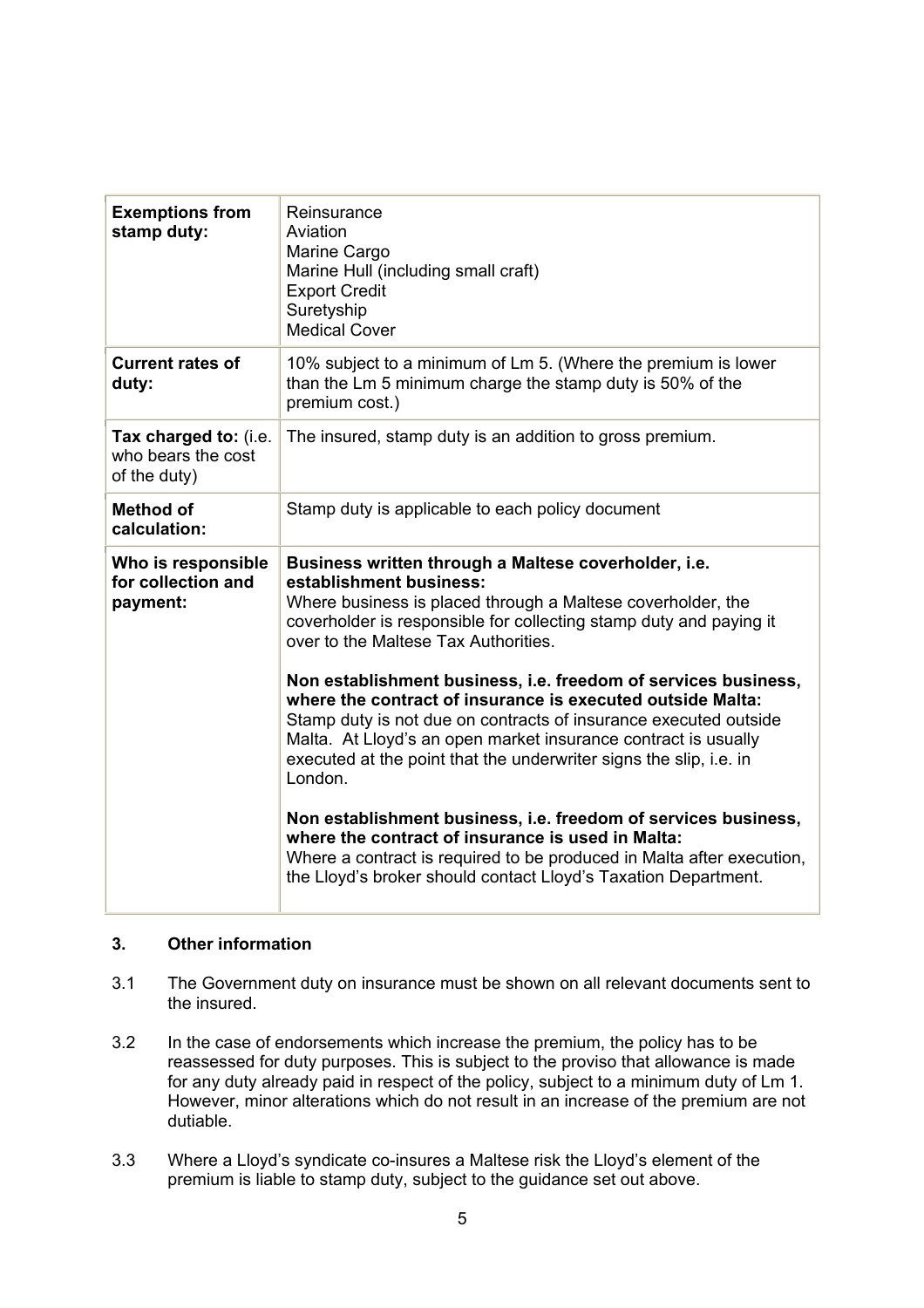| | |
|---|---|
| **Exemptions from stamp duty:** | Reinsurance<br>Aviation<br>Marine Cargo<br>Marine Hull (including small craft)<br>Export Credit<br>Suretyship<br>Medical Cover |
| **Current rates of duty:** | 10% subject to a minimum of Lm 5. (Where the premium is lower than the Lm 5 minimum charge the stamp duty is 50% of the premium cost.) |
| **Tax charged to:** (i.e. who bears the cost of the duty) | The insured, stamp duty is an addition to gross premium. |
| **Method of calculation:** | Stamp duty is applicable to each policy document |
| **Who is responsible for collection and payment:** | **Business written through a Maltese coverholder, i.e. establishment business:**<br>Where business is placed through a Maltese coverholder, the coverholder is responsible for collecting stamp duty and paying it over to the Maltese Tax Authorities.<br><br>**Non establishment business, i.e. freedom of services business, where the contract of insurance is executed outside Malta:**<br>Stamp duty is not due on contracts of insurance executed outside Malta. At Lloyd's an open market insurance contract is usually executed at the point that the underwriter signs the slip, i.e. in London.<br><br>**Non establishment business, i.e. freedom of services business, where the contract of insurance is used in Malta:**<br>Where a contract is required to be produced in Malta after execution, the Lloyd's broker should contact Lloyd's Taxation Department. |

## 3. Other information

3.1 The Government duty on insurance must be shown on all relevant documents sent to the insured.

3.2 In the case of endorsements which increase the premium, the policy has to be reassessed for duty purposes. This is subject to the proviso that allowance is made for any duty already paid in respect of the policy, subject to a minimum duty of Lm 1. However, minor alterations which do not result in an increase of the premium are not dutiable.

3.3 Where a Lloyd's syndicate co-insures a Maltese risk the Lloyd's element of the premium is liable to stamp duty, subject to the guidance set out above.